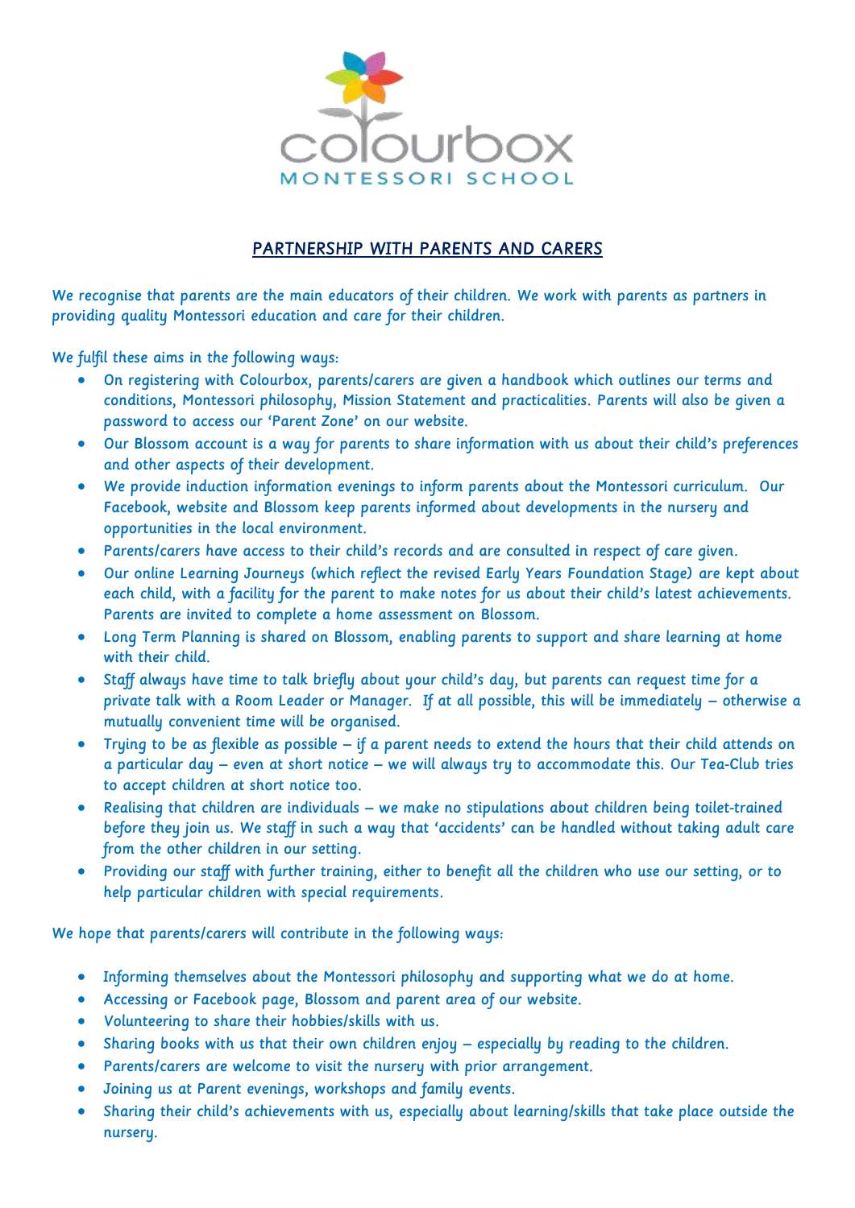# PARTNERSHIP WITH PARENTS AND CARERS

We recognise that parents are the main educators of their children. We work with parents as partners in providing quality Montessori education and care for their children.

We fulfil these aims in the following ways:

- On registering with Colourbox, parents/carers are given a handbook which outlines our terms and conditions, Montessori philosophy, Mission Statement and practicalities. Parents will also be given a password to access our 'Parent Zone' on our website.
- Our Blossom account is a way for parents to share information with us about their child's preferences and other aspects of their development.
- We provide induction information evenings to inform parents about the Montessori curriculum. Our Facebook, website and Blossom keep parents informed about developments in the nursery and opportunities in the local environment.
- Parents/carers have access to their child's records and are consulted in respect of care given.
- Our online Learning Journeys (which reflect the revised Early Years Foundation Stage) are kept about each child, with a facility for the parent to make notes for us about their child's latest achievements. Parents are invited to complete a home assessment on Blossom.
- Long Term Planning is shared on Blossom, enabling parents to support and share learning at home with their child.
- Staff always have time to talk briefly about your child's day, but parents can request time for a private talk with a Room Leader or Manager. If at all possible, this will be immediately – otherwise a mutually convenient time will be organised.
- Trying to be as flexible as possible – if a parent needs to extend the hours that their child attends on a particular day – even at short notice – we will always try to accommodate this. Our Tea-Club tries to accept children at short notice too.
- Realising that children are individuals – we make no stipulations about children being toilet-trained before they join us. We staff in such a way that 'accidents' can be handled without taking adult care from the other children in our setting.
- Providing our staff with further training, either to benefit all the children who use our setting, or to help particular children with special requirements.

We hope that parents/carers will contribute in the following ways:

- Informing themselves about the Montessori philosophy and supporting what we do at home.
- Accessing or Facebook page, Blossom and parent area of our website.
- Volunteering to share their hobbies/skills with us.
- Sharing books with us that their own children enjoy – especially by reading to the children.
- Parents/carers are welcome to visit the nursery with prior arrangement.
- Joining us at Parent evenings, workshops and family events.
- Sharing their child's achievements with us, especially about learning/skills that take place outside the nursery.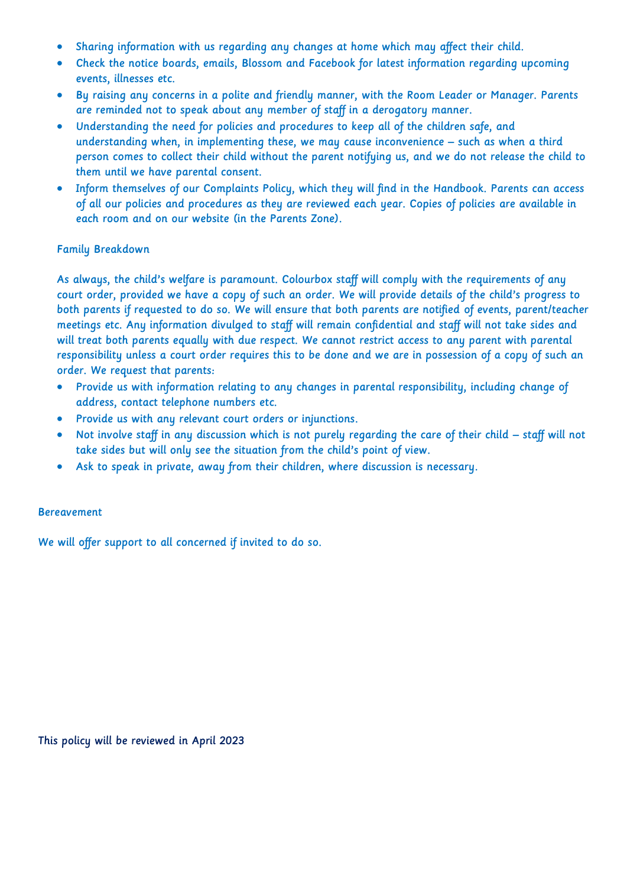- Sharing information with us regarding any changes at home which may affect their child.
- Check the notice boards, emails, Blossom and Facebook for latest information regarding upcoming events, illnesses etc.
- By raising any concerns in a polite and friendly manner, with the Room Leader or Manager. Parents are reminded not to speak about any member of staff in a derogatory manner.
- Understanding the need for policies and procedures to keep all of the children safe, and understanding when, in implementing these, we may cause inconvenience – such as when a third person comes to collect their child without the parent notifying us, and we do not release the child to them until we have parental consent.
- Inform themselves of our Complaints Policy, which they will find in the Handbook. Parents can access of all our policies and procedures as they are reviewed each year. Copies of policies are available in each room and on our website (in the Parents Zone).

## Family Breakdown

As always, the child's welfare is paramount. Colourbox staff will comply with the requirements of any court order, provided we have a copy of such an order. We will provide details of the child's progress to both parents if requested to do so. We will ensure that both parents are notified of events, parent/teacher meetings etc. Any information divulged to staff will remain confidential and staff will not take sides and will treat both parents equally with due respect. We cannot restrict access to any parent with parental responsibility unless a court order requires this to be done and we are in possession of a copy of such an order. We request that parents:

- Provide us with information relating to any changes in parental responsibility, including change of address, contact telephone numbers etc.
- Provide us with any relevant court orders or injunctions.
- Not involve staff in any discussion which is not purely regarding the care of their child – staff will not take sides but will only see the situation from the child's point of view.
- Ask to speak in private, away from their children, where discussion is necessary.

## Bereavement

We will offer support to all concerned if invited to do so.

This policy will be reviewed in April 2023